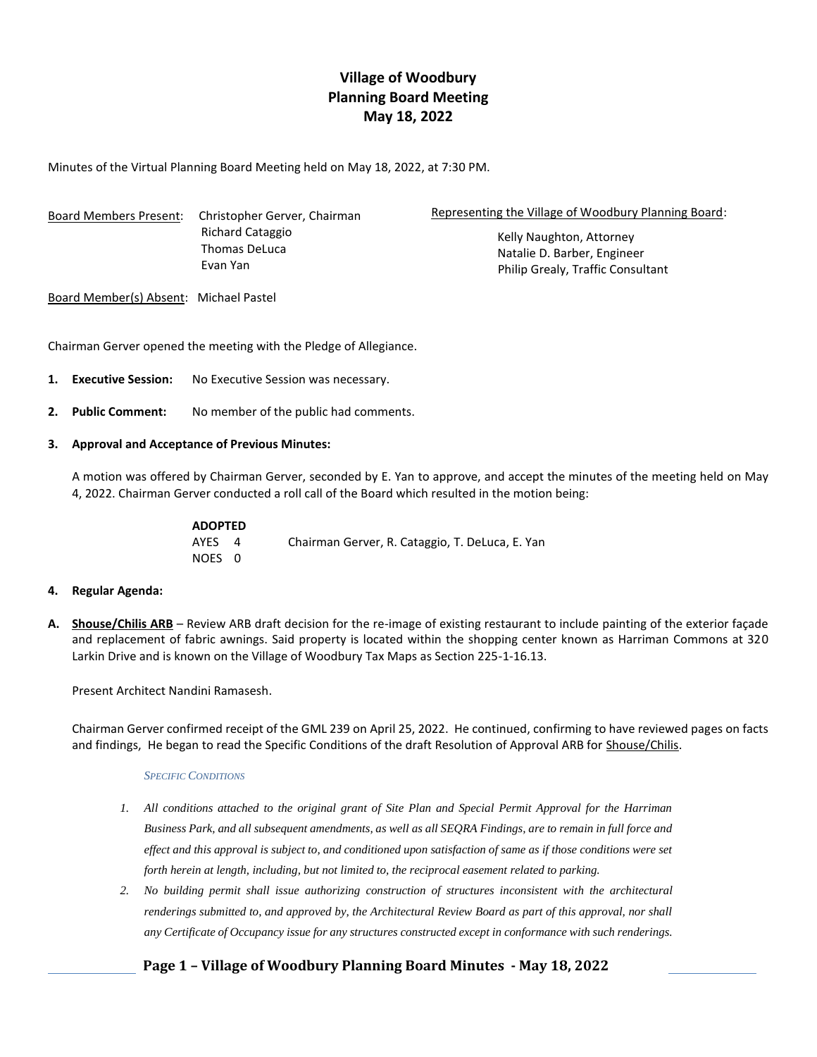# Village of Woodbury
# Planning Board Meeting
# May 18, 2022

Minutes of the Virtual Planning Board Meeting held on May 18, 2022, at 7:30 PM.

Board Members Present: Christopher Gerver, Chairman
Richard Cataggio
Thomas DeLuca
Evan Yan

Representing the Village of Woodbury Planning Board:
Kelly Naughton, Attorney
Natalie D. Barber, Engineer
Philip Grealy, Traffic Consultant

Board Member(s) Absent: Michael Pastel

Chairman Gerver opened the meeting with the Pledge of Allegiance.

1. **Executive Session:** No Executive Session was necessary.

2. **Public Comment:** No member of the public had comments.

3. **Approval and Acceptance of Previous Minutes:**

A motion was offered by Chairman Gerver, seconded by E. Yan to approve, and accept the minutes of the meeting held on May 4, 2022. Chairman Gerver conducted a roll call of the Board which resulted in the motion being:

**ADOPTED**
AYES 4 Chairman Gerver, R. Cataggio, T. DeLuca, E. Yan
NOES 0

4. **Regular Agenda:**

**A. Shouse/Chilis ARB** – Review ARB draft decision for the re-image of existing restaurant to include painting of the exterior façade and replacement of fabric awnings. Said property is located within the shopping center known as Harriman Commons at 320 Larkin Drive and is known on the Village of Woodbury Tax Maps as Section 225-1-16.13.

Present Architect Nandini Ramasesh.

Chairman Gerver confirmed receipt of the GML 239 on April 25, 2022. He continued, confirming to have reviewed pages on facts and findings, He began to read the Specific Conditions of the draft Resolution of Approval ARB for Shouse/Chilis.

*SPECIFIC CONDITIONS*

1. *All conditions attached to the original grant of Site Plan and Special Permit Approval for the Harriman Business Park, and all subsequent amendments, as well as all SEQRA Findings, are to remain in full force and effect and this approval is subject to, and conditioned upon satisfaction of same as if those conditions were set forth herein at length, including, but not limited to, the reciprocal easement related to parking.*
2. *No building permit shall issue authorizing construction of structures inconsistent with the architectural renderings submitted to, and approved by, the Architectural Review Board as part of this approval, nor shall any Certificate of Occupancy issue for any structures constructed except in conformance with such renderings.*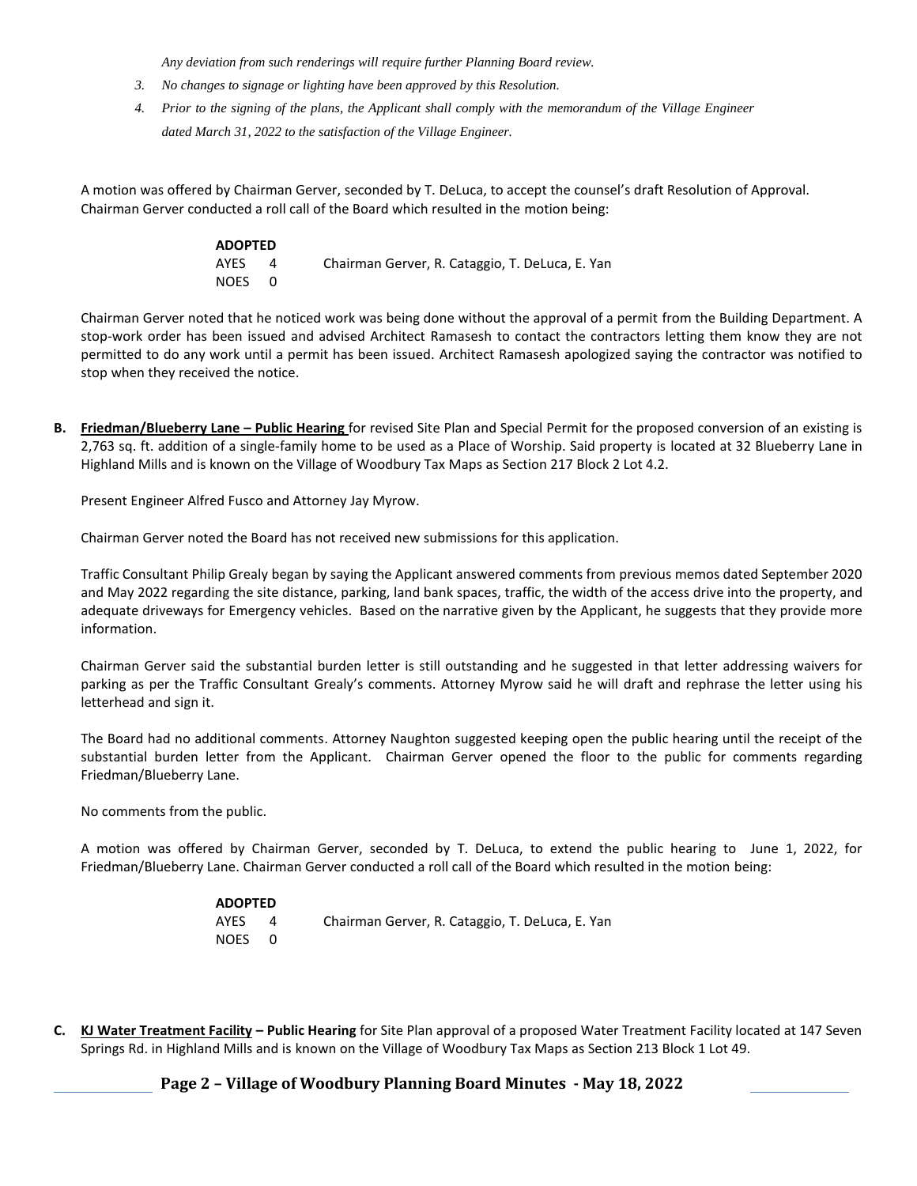*Any deviation from such renderings will require further Planning Board review.*

3. *No changes to signage or lighting have been approved by this Resolution.*
4. *Prior to the signing of the plans, the Applicant shall comply with the memorandum of the Village Engineer dated March 31, 2022 to the satisfaction of the Village Engineer.*

A motion was offered by Chairman Gerver, seconded by T. DeLuca, to accept the counsel's draft Resolution of Approval. Chairman Gerver conducted a roll call of the Board which resulted in the motion being:

**ADOPTED**
AYES 4 Chairman Gerver, R. Cataggio, T. DeLuca, E. Yan
NOES 0

Chairman Gerver noted that he noticed work was being done without the approval of a permit from the Building Department. A stop-work order has been issued and advised Architect Ramasesh to contact the contractors letting them know they are not permitted to do any work until a permit has been issued. Architect Ramasesh apologized saying the contractor was notified to stop when they received the notice.

**B. Friedman/Blueberry Lane – Public Hearing** for revised Site Plan and Special Permit for the proposed conversion of an existing is 2,763 sq. ft. addition of a single-family home to be used as a Place of Worship. Said property is located at 32 Blueberry Lane in Highland Mills and is known on the Village of Woodbury Tax Maps as Section 217 Block 2 Lot 4.2.

Present Engineer Alfred Fusco and Attorney Jay Myrow.

Chairman Gerver noted the Board has not received new submissions for this application.

Traffic Consultant Philip Grealy began by saying the Applicant answered comments from previous memos dated September 2020 and May 2022 regarding the site distance, parking, land bank spaces, traffic, the width of the access drive into the property, and adequate driveways for Emergency vehicles. Based on the narrative given by the Applicant, he suggests that they provide more information.

Chairman Gerver said the substantial burden letter is still outstanding and he suggested in that letter addressing waivers for parking as per the Traffic Consultant Grealy's comments. Attorney Myrow said he will draft and rephrase the letter using his letterhead and sign it.

The Board had no additional comments. Attorney Naughton suggested keeping open the public hearing until the receipt of the substantial burden letter from the Applicant. Chairman Gerver opened the floor to the public for comments regarding Friedman/Blueberry Lane.

No comments from the public.

A motion was offered by Chairman Gerver, seconded by T. DeLuca, to extend the public hearing to June 1, 2022, for Friedman/Blueberry Lane. Chairman Gerver conducted a roll call of the Board which resulted in the motion being:

**ADOPTED**
AYES 4 Chairman Gerver, R. Cataggio, T. DeLuca, E. Yan
NOES 0

**C. KJ Water Treatment Facility – Public Hearing** for Site Plan approval of a proposed Water Treatment Facility located at 147 Seven Springs Rd. in Highland Mills and is known on the Village of Woodbury Tax Maps as Section 213 Block 1 Lot 49.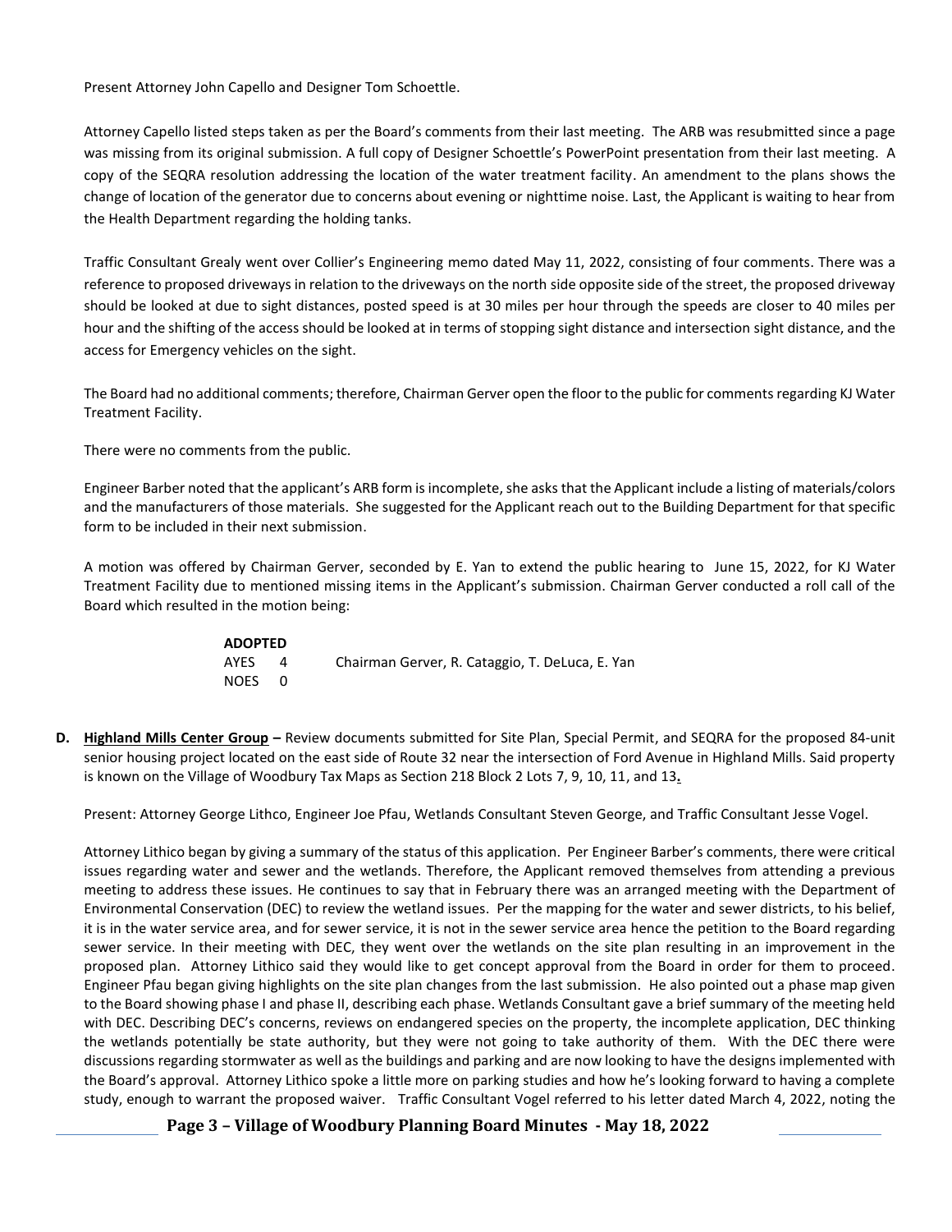Present Attorney John Capello and Designer Tom Schoettle.

Attorney Capello listed steps taken as per the Board's comments from their last meeting. The ARB was resubmitted since a page was missing from its original submission. A full copy of Designer Schoettle's PowerPoint presentation from their last meeting. A copy of the SEQRA resolution addressing the location of the water treatment facility. An amendment to the plans shows the change of location of the generator due to concerns about evening or nighttime noise. Last, the Applicant is waiting to hear from the Health Department regarding the holding tanks.

Traffic Consultant Grealy went over Collier's Engineering memo dated May 11, 2022, consisting of four comments. There was a reference to proposed driveways in relation to the driveways on the north side opposite side of the street, the proposed driveway should be looked at due to sight distances, posted speed is at 30 miles per hour through the speeds are closer to 40 miles per hour and the shifting of the access should be looked at in terms of stopping sight distance and intersection sight distance, and the access for Emergency vehicles on the sight.

The Board had no additional comments; therefore, Chairman Gerver open the floor to the public for comments regarding KJ Water Treatment Facility.

There were no comments from the public.

Engineer Barber noted that the applicant's ARB form is incomplete, she asks that the Applicant include a listing of materials/colors and the manufacturers of those materials. She suggested for the Applicant reach out to the Building Department for that specific form to be included in their next submission.

A motion was offered by Chairman Gerver, seconded by E. Yan to extend the public hearing to June 15, 2022, for KJ Water Treatment Facility due to mentioned missing items in the Applicant's submission. Chairman Gerver conducted a roll call of the Board which resulted in the motion being:

**ADOPTED**
AYES 4 Chairman Gerver, R. Cataggio, T. DeLuca, E. Yan
NOES 0

**D.** **Highland Mills Center Group** – Review documents submitted for Site Plan, Special Permit, and SEQRA for the proposed 84-unit senior housing project located on the east side of Route 32 near the intersection of Ford Avenue in Highland Mills. Said property is known on the Village of Woodbury Tax Maps as Section 218 Block 2 Lots 7, 9, 10, 11, and 13**.**

Present: Attorney George Lithco, Engineer Joe Pfau, Wetlands Consultant Steven George, and Traffic Consultant Jesse Vogel.

Attorney Lithico began by giving a summary of the status of this application. Per Engineer Barber's comments, there were critical issues regarding water and sewer and the wetlands. Therefore, the Applicant removed themselves from attending a previous meeting to address these issues. He continues to say that in February there was an arranged meeting with the Department of Environmental Conservation (DEC) to review the wetland issues. Per the mapping for the water and sewer districts, to his belief, it is in the water service area, and for sewer service, it is not in the sewer service area hence the petition to the Board regarding sewer service. In their meeting with DEC, they went over the wetlands on the site plan resulting in an improvement in the proposed plan. Attorney Lithico said they would like to get concept approval from the Board in order for them to proceed. Engineer Pfau began giving highlights on the site plan changes from the last submission. He also pointed out a phase map given to the Board showing phase I and phase II, describing each phase. Wetlands Consultant gave a brief summary of the meeting held with DEC. Describing DEC's concerns, reviews on endangered species on the property, the incomplete application, DEC thinking the wetlands potentially be state authority, but they were not going to take authority of them. With the DEC there were discussions regarding stormwater as well as the buildings and parking and are now looking to have the designs implemented with the Board's approval. Attorney Lithico spoke a little more on parking studies and how he's looking forward to having a complete study, enough to warrant the proposed waiver. Traffic Consultant Vogel referred to his letter dated March 4, 2022, noting the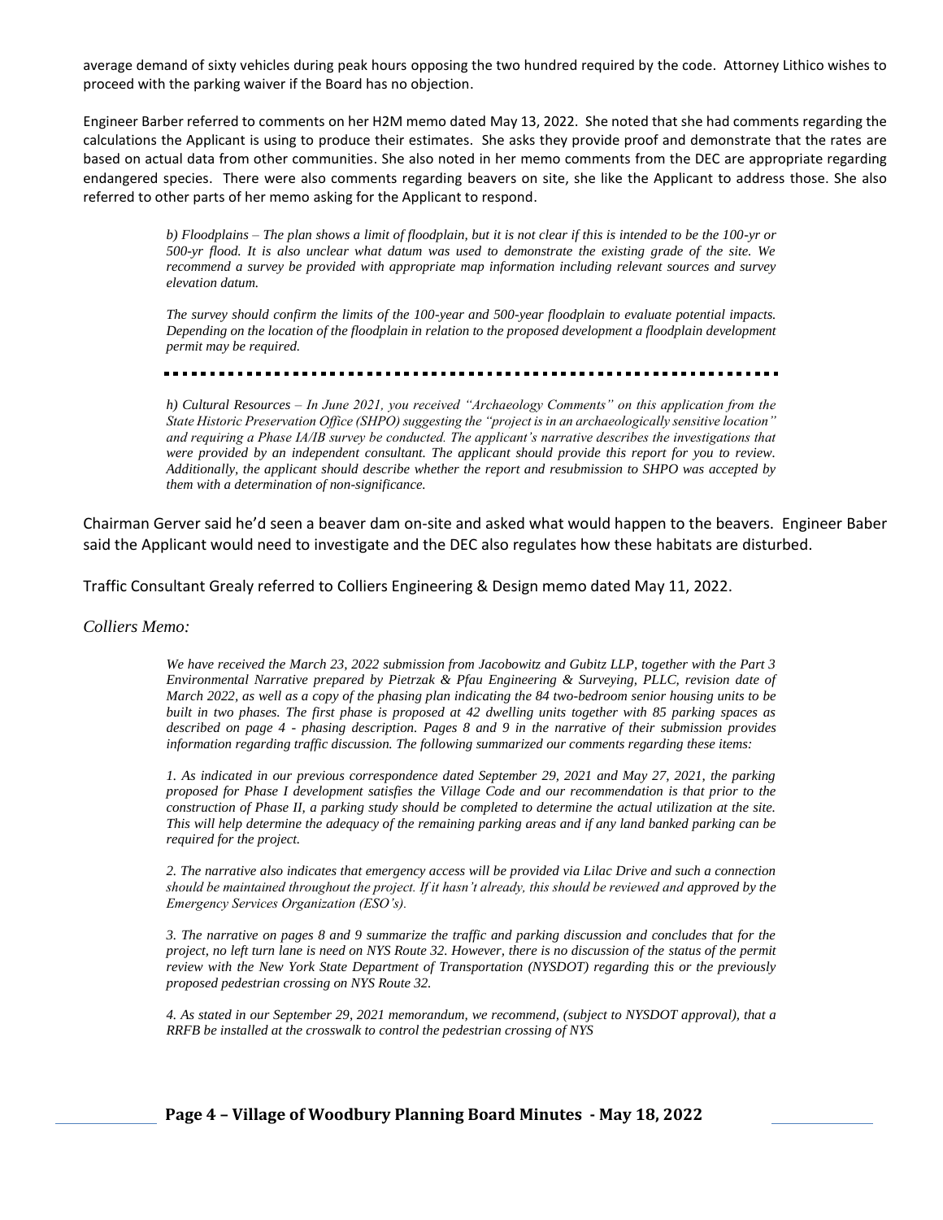average demand of sixty vehicles during peak hours opposing the two hundred required by the code. Attorney Lithico wishes to proceed with the parking waiver if the Board has no objection.

Engineer Barber referred to comments on her H2M memo dated May 13, 2022. She noted that she had comments regarding the calculations the Applicant is using to produce their estimates. She asks they provide proof and demonstrate that the rates are based on actual data from other communities. She also noted in her memo comments from the DEC are appropriate regarding endangered species. There were also comments regarding beavers on site, she like the Applicant to address those. She also referred to other parts of her memo asking for the Applicant to respond.

> *b) Floodplains – The plan shows a limit of floodplain, but it is not clear if this is intended to be the 100-yr or 500-yr flood. It is also unclear what datum was used to demonstrate the existing grade of the site. We recommend a survey be provided with appropriate map information including relevant sources and survey elevation datum.*
>
> *The survey should confirm the limits of the 100-year and 500-year floodplain to evaluate potential impacts. Depending on the location of the floodplain in relation to the proposed development a floodplain development permit may be required.*
>
> - - -
>
> *h) Cultural Resources – In June 2021, you received "Archaeology Comments" on this application from the State Historic Preservation Office (SHPO) suggesting the "project is in an archaeologically sensitive location" and requiring a Phase IA/IB survey be conducted. The applicant's narrative describes the investigations that were provided by an independent consultant. The applicant should provide this report for you to review. Additionally, the applicant should describe whether the report and resubmission to SHPO was accepted by them with a determination of non-significance.*

Chairman Gerver said he'd seen a beaver dam on-site and asked what would happen to the beavers. Engineer Baber said the Applicant would need to investigate and the DEC also regulates how these habitats are disturbed.

Traffic Consultant Grealy referred to Colliers Engineering & Design memo dated May 11, 2022.

*Colliers Memo:*

> *We have received the March 23, 2022 submission from Jacobowitz and Gubitz LLP, together with the Part 3 Environmental Narrative prepared by Pietrzak & Pfau Engineering & Surveying, PLLC, revision date of March 2022, as well as a copy of the phasing plan indicating the 84 two-bedroom senior housing units to be built in two phases. The first phase is proposed at 42 dwelling units together with 85 parking spaces as described on page 4 - phasing description. Pages 8 and 9 in the narrative of their submission provides information regarding traffic discussion. The following summarized our comments regarding these items:*
>
> *1. As indicated in our previous correspondence dated September 29, 2021 and May 27, 2021, the parking proposed for Phase I development satisfies the Village Code and our recommendation is that prior to the construction of Phase II, a parking study should be completed to determine the actual utilization at the site. This will help determine the adequacy of the remaining parking areas and if any land banked parking can be required for the project.*
>
> *2. The narrative also indicates that emergency access will be provided via Lilac Drive and such a connection should be maintained throughout the project. If it hasn't already, this should be reviewed and approved by the Emergency Services Organization (ESO's).*
>
> *3. The narrative on pages 8 and 9 summarize the traffic and parking discussion and concludes that for the project, no left turn lane is need on NYS Route 32. However, there is no discussion of the status of the permit review with the New York State Department of Transportation (NYSDOT) regarding this or the previously proposed pedestrian crossing on NYS Route 32.*
>
> *4. As stated in our September 29, 2021 memorandum, we recommend, (subject to NYSDOT approval), that a RRFB be installed at the crosswalk to control the pedestrian crossing of NYS*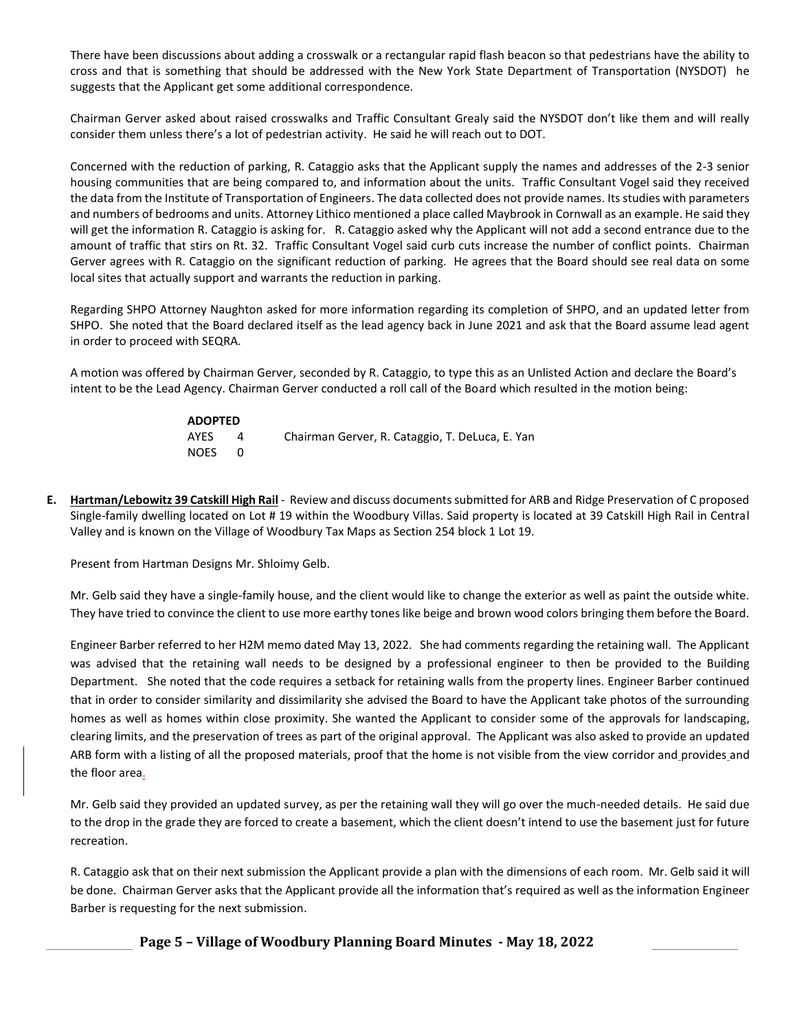There have been discussions about adding a crosswalk or a rectangular rapid flash beacon so that pedestrians have the ability to cross and that is something that should be addressed with the New York State Department of Transportation (NYSDOT) he suggests that the Applicant get some additional correspondence.

Chairman Gerver asked about raised crosswalks and Traffic Consultant Grealy said the NYSDOT don't like them and will really consider them unless there's a lot of pedestrian activity. He said he will reach out to DOT.

Concerned with the reduction of parking, R. Cataggio asks that the Applicant supply the names and addresses of the 2-3 senior housing communities that are being compared to, and information about the units. Traffic Consultant Vogel said they received the data from the Institute of Transportation of Engineers. The data collected does not provide names. Its studies with parameters and numbers of bedrooms and units. Attorney Lithico mentioned a place called Maybrook in Cornwall as an example. He said they will get the information R. Cataggio is asking for. R. Cataggio asked why the Applicant will not add a second entrance due to the amount of traffic that stirs on Rt. 32. Traffic Consultant Vogel said curb cuts increase the number of conflict points. Chairman Gerver agrees with R. Cataggio on the significant reduction of parking. He agrees that the Board should see real data on some local sites that actually support and warrants the reduction in parking.

Regarding SHPO Attorney Naughton asked for more information regarding its completion of SHPO, and an updated letter from SHPO. She noted that the Board declared itself as the lead agency back in June 2021 and ask that the Board assume lead agent in order to proceed with SEQRA.

A motion was offered by Chairman Gerver, seconded by R. Cataggio, to type this as an Unlisted Action and declare the Board's intent to be the Lead Agency. Chairman Gerver conducted a roll call of the Board which resulted in the motion being:

**ADOPTED**
AYES 4 Chairman Gerver, R. Cataggio, T. DeLuca, E. Yan
NOES 0

**E. Hartman/Lebowitz 39 Catskill High Rail** - Review and discuss documents submitted for ARB and Ridge Preservation of C proposed Single-family dwelling located on Lot # 19 within the Woodbury Villas. Said property is located at 39 Catskill High Rail in Central Valley and is known on the Village of Woodbury Tax Maps as Section 254 block 1 Lot 19.

Present from Hartman Designs Mr. Shloimy Gelb.

Mr. Gelb said they have a single-family house, and the client would like to change the exterior as well as paint the outside white. They have tried to convince the client to use more earthy tones like beige and brown wood colors bringing them before the Board.

Engineer Barber referred to her H2M memo dated May 13, 2022. She had comments regarding the retaining wall. The Applicant was advised that the retaining wall needs to be designed by a professional engineer to then be provided to the Building Department. She noted that the code requires a setback for retaining walls from the property lines. Engineer Barber continued that in order to consider similarity and dissimilarity she advised the Board to have the Applicant take photos of the surrounding homes as well as homes within close proximity. She wanted the Applicant to consider some of the approvals for landscaping, clearing limits, and the preservation of trees as part of the original approval. The Applicant was also asked to provide an updated ARB form with a listing of all the proposed materials, proof that the home is not visible from the view corridor and provides and the floor area.

Mr. Gelb said they provided an updated survey, as per the retaining wall they will go over the much-needed details. He said due to the drop in the grade they are forced to create a basement, which the client doesn't intend to use the basement just for future recreation.

R. Cataggio ask that on their next submission the Applicant provide a plan with the dimensions of each room. Mr. Gelb said it will be done. Chairman Gerver asks that the Applicant provide all the information that's required as well as the information Engineer Barber is requesting for the next submission.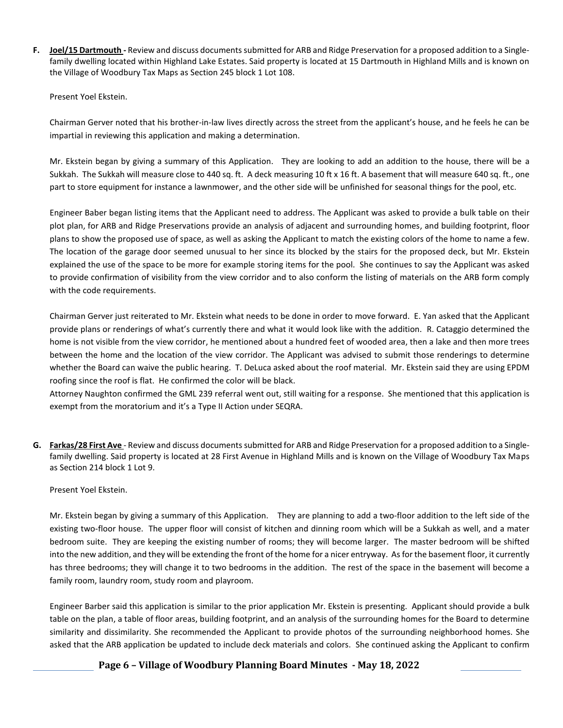**F.** **Joel/15 Dartmouth -** Review and discuss documents submitted for ARB and Ridge Preservation for a proposed addition to a Single-family dwelling located within Highland Lake Estates. Said property is located at 15 Dartmouth in Highland Mills and is known on the Village of Woodbury Tax Maps as Section 245 block 1 Lot 108.

Present Yoel Ekstein.

Chairman Gerver noted that his brother-in-law lives directly across the street from the applicant's house, and he feels he can be impartial in reviewing this application and making a determination.

Mr. Ekstein began by giving a summary of this Application. They are looking to add an addition to the house, there will be a Sukkah. The Sukkah will measure close to 440 sq. ft. A deck measuring 10 ft x 16 ft. A basement that will measure 640 sq. ft., one part to store equipment for instance a lawnmower, and the other side will be unfinished for seasonal things for the pool, etc.

Engineer Baber began listing items that the Applicant need to address. The Applicant was asked to provide a bulk table on their plot plan, for ARB and Ridge Preservations provide an analysis of adjacent and surrounding homes, and building footprint, floor plans to show the proposed use of space, as well as asking the Applicant to match the existing colors of the home to name a few. The location of the garage door seemed unusual to her since its blocked by the stairs for the proposed deck, but Mr. Ekstein explained the use of the space to be more for example storing items for the pool. She continues to say the Applicant was asked to provide confirmation of visibility from the view corridor and to also conform the listing of materials on the ARB form comply with the code requirements.

Chairman Gerver just reiterated to Mr. Ekstein what needs to be done in order to move forward. E. Yan asked that the Applicant provide plans or renderings of what's currently there and what it would look like with the addition. R. Cataggio determined the home is not visible from the view corridor, he mentioned about a hundred feet of wooded area, then a lake and then more trees between the home and the location of the view corridor. The Applicant was advised to submit those renderings to determine whether the Board can waive the public hearing. T. DeLuca asked about the roof material. Mr. Ekstein said they are using EPDM roofing since the roof is flat. He confirmed the color will be black.

Attorney Naughton confirmed the GML 239 referral went out, still waiting for a response. She mentioned that this application is exempt from the moratorium and it's a Type II Action under SEQRA.

**G.** **Farkas/28 First Ave** - Review and discuss documents submitted for ARB and Ridge Preservation for a proposed addition to a Single-family dwelling. Said property is located at 28 First Avenue in Highland Mills and is known on the Village of Woodbury Tax Maps as Section 214 block 1 Lot 9.

Present Yoel Ekstein.

Mr. Ekstein began by giving a summary of this Application. They are planning to add a two-floor addition to the left side of the existing two-floor house. The upper floor will consist of kitchen and dinning room which will be a Sukkah as well, and a mater bedroom suite. They are keeping the existing number of rooms; they will become larger. The master bedroom will be shifted into the new addition, and they will be extending the front of the home for a nicer entryway. As for the basement floor, it currently has three bedrooms; they will change it to two bedrooms in the addition. The rest of the space in the basement will become a family room, laundry room, study room and playroom.

Engineer Barber said this application is similar to the prior application Mr. Ekstein is presenting. Applicant should provide a bulk table on the plan, a table of floor areas, building footprint, and an analysis of the surrounding homes for the Board to determine similarity and dissimilarity. She recommended the Applicant to provide photos of the surrounding neighborhood homes. She asked that the ARB application be updated to include deck materials and colors. She continued asking the Applicant to confirm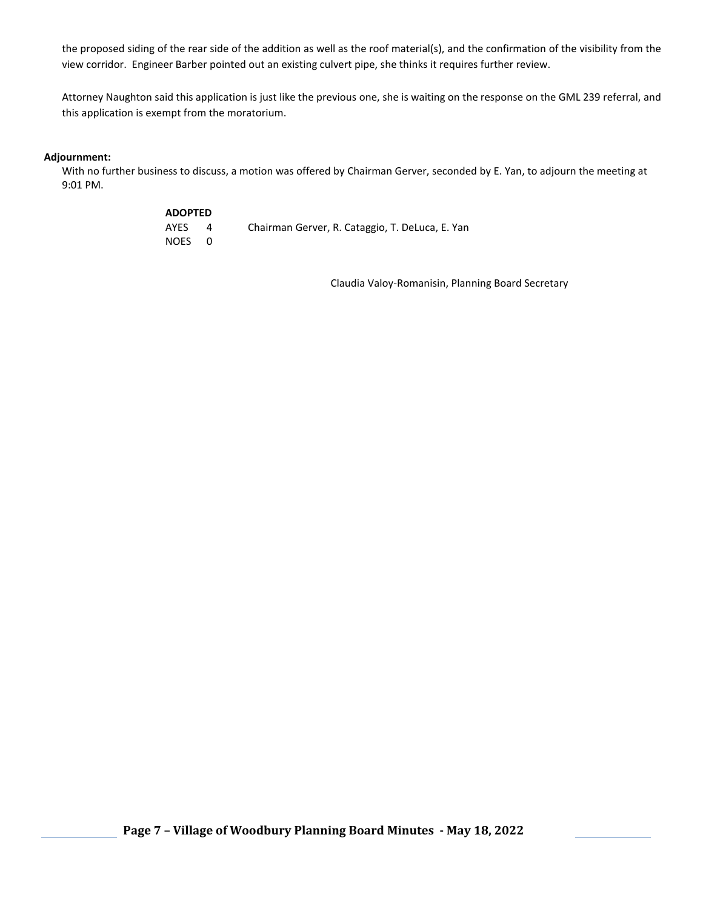the proposed siding of the rear side of the addition as well as the roof material(s), and the confirmation of the visibility from the view corridor. Engineer Barber pointed out an existing culvert pipe, she thinks it requires further review.

Attorney Naughton said this application is just like the previous one, she is waiting on the response on the GML 239 referral, and this application is exempt from the moratorium.

**Adjournment:**

With no further business to discuss, a motion was offered by Chairman Gerver, seconded by E. Yan, to adjourn the meeting at 9:01 PM.

**ADOPTED**

AYES 4 Chairman Gerver, R. Cataggio, T. DeLuca, E. Yan

NOES 0

Claudia Valoy-Romanisin, Planning Board Secretary